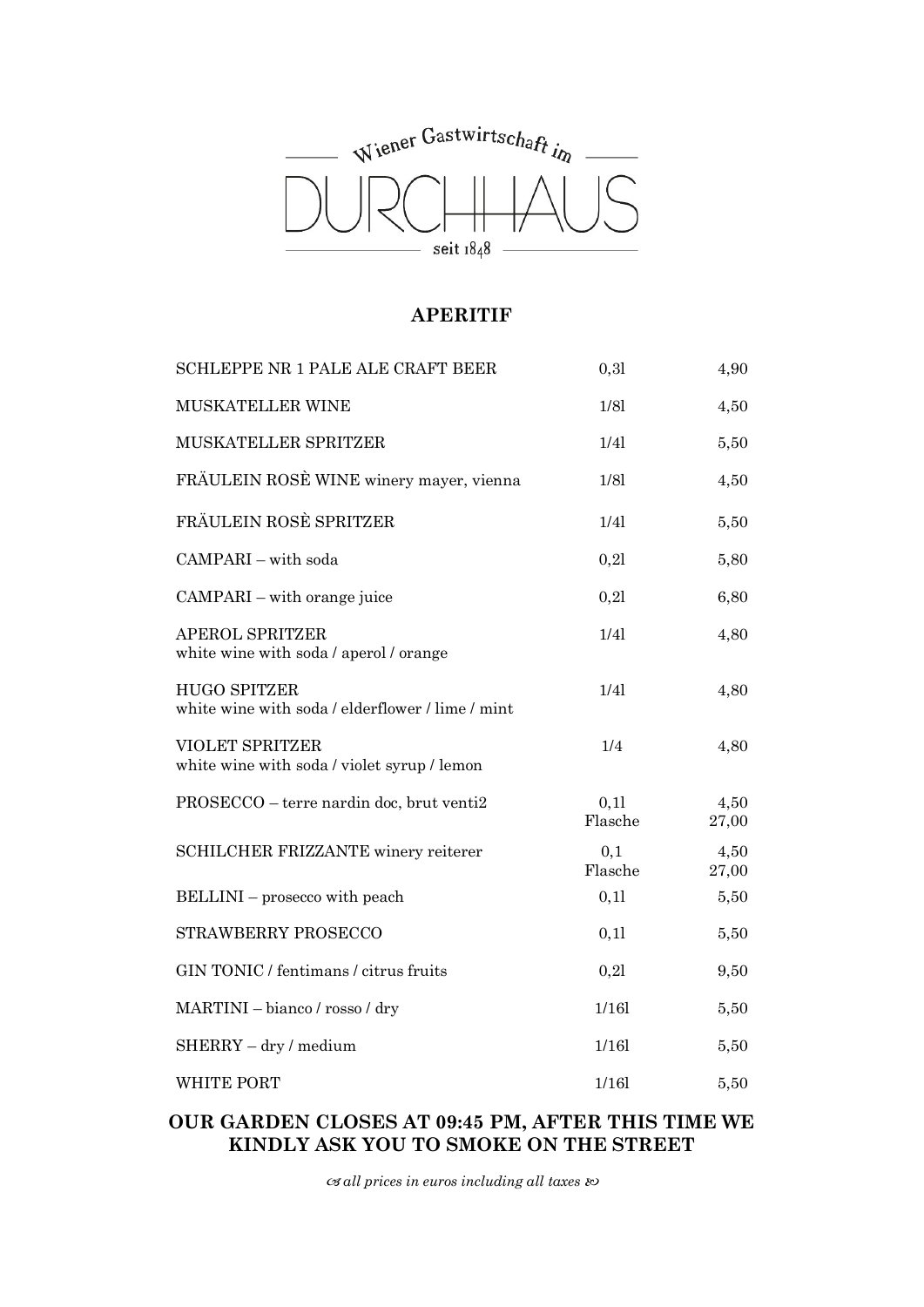Wiener Gastwirtschaft im

# DURCHHAUS

seit 1848

## APERITIF

| | | |
|---|---|---|
| SCHLEPPE NR 1 PALE ALE CRAFT BEER | 0,3l | 4,90 |
| MUSKATELLER WINE | 1/8l | 4,50 |
| MUSKATELLER SPRITZER | 1/4l | 5,50 |
| FRÄULEIN ROSÈ WINE winery mayer, vienna | 1/8l | 4,50 |
| FRÄULEIN ROSÈ SPRITZER | 1/4l | 5,50 |
| CAMPARI – with soda | 0,2l | 5,80 |
| CAMPARI – with orange juice | 0,2l | 6,80 |
| APEROL SPRITZER<br>white wine with soda / aperol / orange | 1/4l | 4,80 |
| HUGO SPITZER<br>white wine with soda / elderflower / lime / mint | 1/4l | 4,80 |
| VIOLET SPRITZER<br>white wine with soda / violet syrup / lemon | 1/4 | 4,80 |
| PROSECCO – terre nardin doc, brut venti2 | 0,1l<br>Flasche | 4,50<br>27,00 |
| SCHILCHER FRIZZANTE winery reiterer | 0,1<br>Flasche | 4,50<br>27,00 |
| BELLINI – prosecco with peach | 0,1l | 5,50 |
| STRAWBERRY PROSECCO | 0,1l | 5,50 |
| GIN TONIC / fentimans / citrus fruits | 0,2l | 9,50 |
| MARTINI – bianco / rosso / dry | 1/16l | 5,50 |
| SHERRY – dry / medium | 1/16l | 5,50 |
| WHITE PORT | 1/16l | 5,50 |

**OUR GARDEN CLOSES AT 09:45 PM, AFTER THIS TIME WE KINDLY ASK YOU TO SMOKE ON THE STREET**

*all prices in euros including all taxes*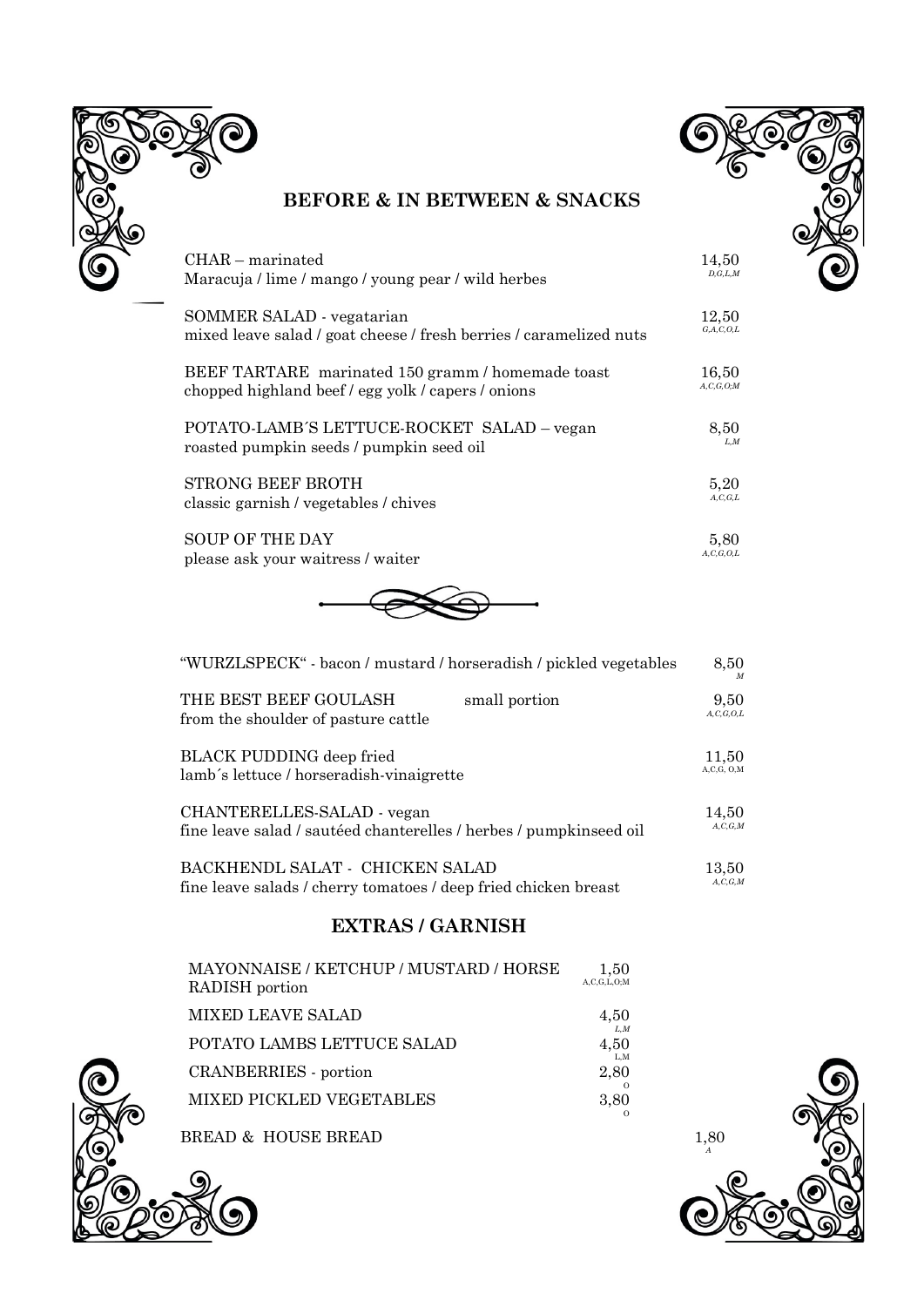## BEFORE & IN BETWEEN & SNACKS

| Dish | Price | Allergens |
|---|---|---|
| CHAR – marinated<br>Maracuja / lime / mango / young pear / wild herbes | 14,50 | D,G,L,M |
| SOMMER SALAD - vegatarian<br>mixed leave salad / goat cheese / fresh berries / caramelized nuts | 12,50 | G,A,C,O,L |
| BEEF TARTARE marinated 150 gramm / homemade toast<br>chopped highland beef / egg yolk / capers / onions | 16,50 | A,C,G,O;M |
| POTATO-LAMB´S LETTUCE-ROCKET SALAD – vegan<br>roasted pumpkin seeds / pumpkin seed oil | 8,50 | L,M |
| STRONG BEEF BROTH<br>classic garnish / vegetables / chives | 5,20 | A,C,G,L |
| SOUP OF THE DAY<br>please ask your waitress / waiter | 5,80 | A,C,G,O,L |

| Dish | Price | Allergens |
|---|---|---|
| "WURZLSPECK" - bacon / mustard / horseradish / pickled vegetables | 8,50 | M |
| THE BEST BEEF GOULASH small portion<br>from the shoulder of pasture cattle | 9,50 | A,C,G,O,L |
| BLACK PUDDING deep fried<br>lamb´s lettuce / horseradish-vinaigrette | 11,50 | A,C,G, O,M |
| CHANTERELLES-SALAD - vegan<br>fine leave salad / sautéed chanterelles / herbes / pumpkinseed oil | 14,50 | A,C,G,M |
| BACKHENDL SALAT - CHICKEN SALAD<br>fine leave salads / cherry tomatoes / deep fried chicken breast | 13,50 | A,C,G,M |

## EXTRAS / GARNISH

| Item | Price | Allergens |
|---|---|---|
| MAYONNAISE / KETCHUP / MUSTARD / HORSE RADISH portion | 1,50 | A,C,G,L,O;M |
| MIXED LEAVE SALAD | 4,50 | L,M |
| POTATO LAMBS LETTUCE SALAD | 4,50 | L,M |
| CRANBERRIES - portion | 2,80 | O |
| MIXED PICKLED VEGETABLES | 3,80 | O |
| BREAD & HOUSE BREAD | 1,80 | A |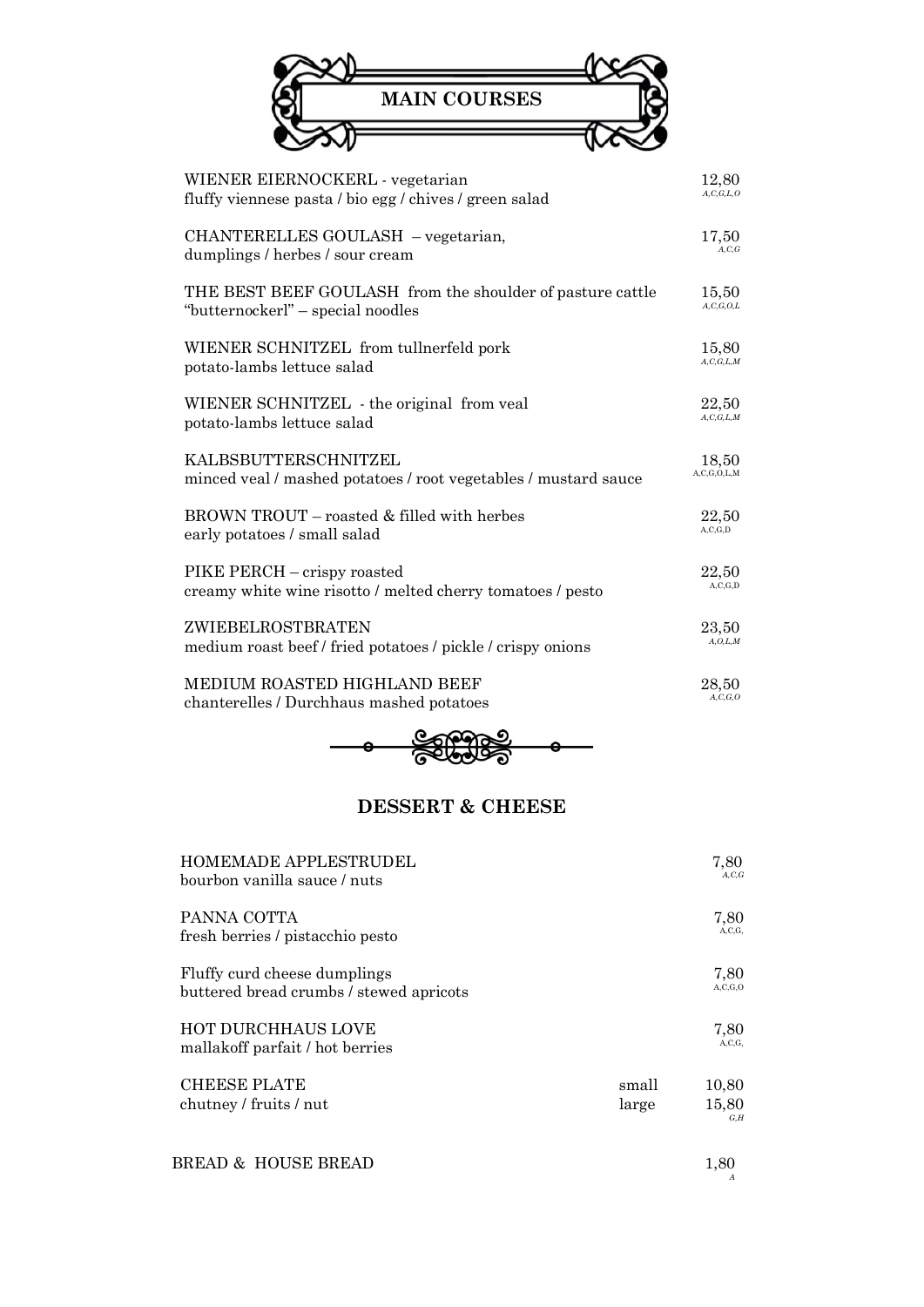# MAIN COURSES

WIENER EIERNOCKERL - vegetarian
fluffy viennese pasta / bio egg / chives / green salad
12,80
*A,C,G,L,O*

CHANTERELLES GOULASH – vegetarian,
dumplings / herbes / sour cream
17,50
*A,C,G*

THE BEST BEEF GOULASH from the shoulder of pasture cattle
"butternockerl" – special noodles
15,50
*A,C,G,O,L*

WIENER SCHNITZEL from tullnerfeld pork
potato-lambs lettuce salad
15,80
*A,C,G,L,M*

WIENER SCHNITZEL - the original from veal
potato-lambs lettuce salad
22,50
*A,C,G,L,M*

KALBSBUTTERSCHNITZEL
minced veal / mashed potatoes / root vegetables / mustard sauce
18,50
A,C,G,O,L,M

BROWN TROUT – roasted & filled with herbes
early potatoes / small salad
22,50
A,C,G,D

PIKE PERCH – crispy roasted
creamy white wine risotto / melted cherry tomatoes / pesto
22,50
A,C,G,D

ZWIEBELROSTBRATEN
medium roast beef / fried potatoes / pickle / crispy onions
23,50
*A,O,L,M*

MEDIUM ROASTED HIGHLAND BEEF
chanterelles / Durchhaus mashed potatoes
28,50
*A,C,G,O*

## DESSERT & CHEESE

HOMEMADE APPLESTRUDEL
bourbon vanilla sauce / nuts
7,80
*A,C,G*

PANNA COTTA
fresh berries / pistacchio pesto
7,80
A,C,G,

Fluffy curd cheese dumplings
buttered bread crumbs / stewed apricots
7,80
A,C,G,O

HOT DURCHHAUS LOVE
mallakoff parfait / hot berries
7,80
A,C,G,

CHEESE PLATE
chutney / fruits / nut
small 10,80
large 15,80
*G,H*

BREAD & HOUSE BREAD
1,80
*A*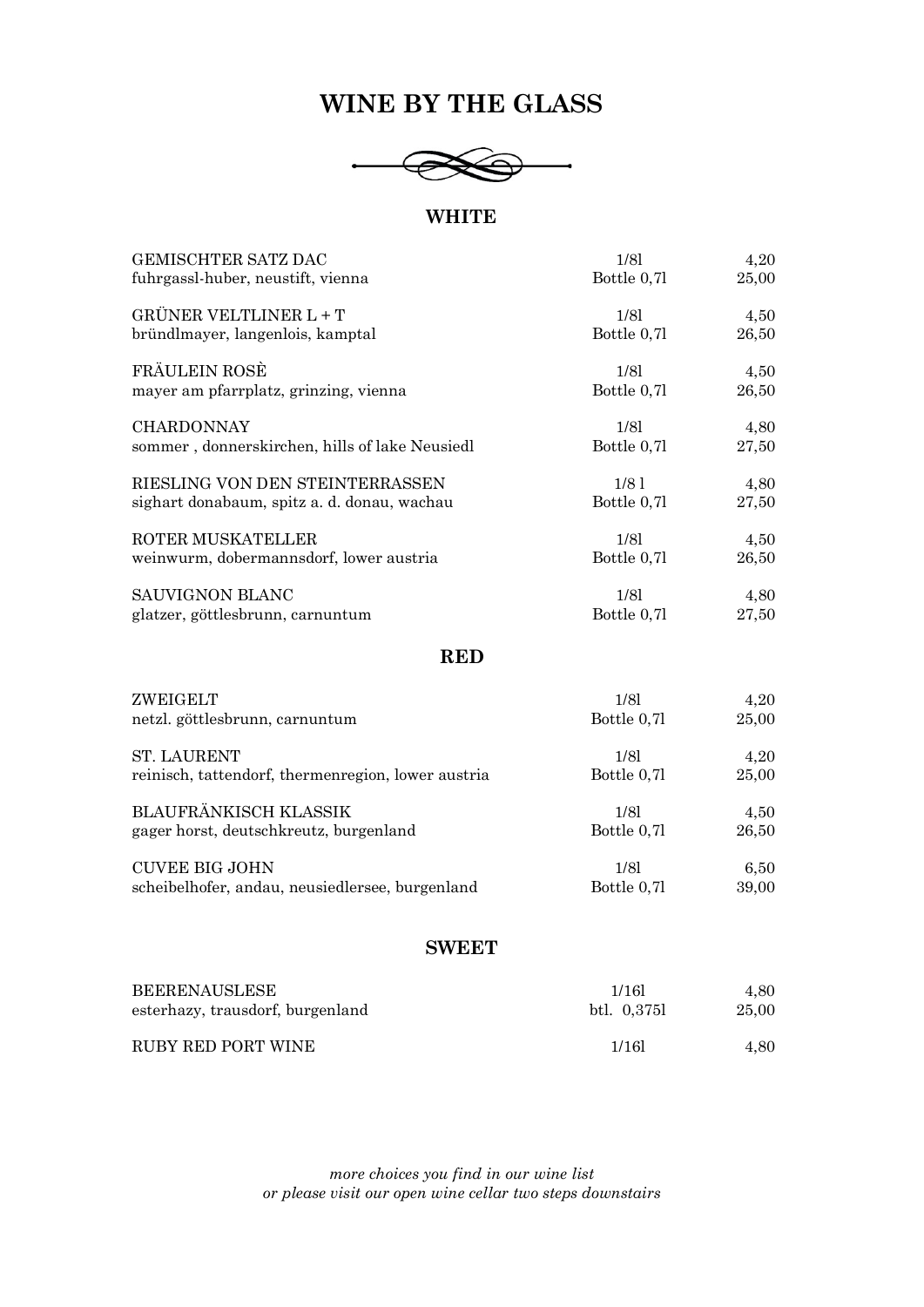# WINE BY THE GLASS

## WHITE

| | | |
|---|---|---|
| GEMISCHTER SATZ DAC<br>fuhrgassl-huber, neustift, vienna | 1/8l<br>Bottle 0,7l | 4,20<br>25,00 |
| GRÜNER VELTLINER L + T<br>bründlmayer, langenlois, kamptal | 1/8l<br>Bottle 0,7l | 4,50<br>26,50 |
| FRÄULEIN ROSÈ<br>mayer am pfarrplatz, grinzing, vienna | 1/8l<br>Bottle 0,7l | 4,50<br>26,50 |
| CHARDONNAY<br>sommer , donnerskirchen, hills of lake Neusiedl | 1/8l<br>Bottle 0,7l | 4,80<br>27,50 |
| RIESLING VON DEN STEINTERRASSEN<br>sighart donabaum, spitz a. d. donau, wachau | 1/8 l<br>Bottle 0,7l | 4,80<br>27,50 |
| ROTER MUSKATELLER<br>weinwurm, dobermannsdorf, lower austria | 1/8l<br>Bottle 0,7l | 4,50<br>26,50 |
| SAUVIGNON BLANC<br>glatzer, göttlesbrunn, carnuntum | 1/8l<br>Bottle 0,7l | 4,80<br>27,50 |

## RED

| | | |
|---|---|---|
| ZWEIGELT<br>netzl. göttlesbrunn, carnuntum | 1/8l<br>Bottle 0,7l | 4,20<br>25,00 |
| ST. LAURENT<br>reinisch, tattendorf, thermenregion, lower austria | 1/8l<br>Bottle 0,7l | 4,20<br>25,00 |
| BLAUFRÄNKISCH KLASSIK<br>gager horst, deutschkreutz, burgenland | 1/8l<br>Bottle 0,7l | 4,50<br>26,50 |
| CUVEE BIG JOHN<br>scheibelhofer, andau, neusiedlersee, burgenland | 1/8l<br>Bottle 0,7l | 6,50<br>39,00 |

## SWEET

| | | |
|---|---|---|
| BEERENAUSLESE<br>esterhazy, trausdorf, burgenland | 1/16l<br>btl. 0,375l | 4,80<br>25,00 |
| RUBY RED PORT WINE | 1/16l | 4,80 |

*more choices you find in our wine list*
*or please visit our open wine cellar two steps downstairs*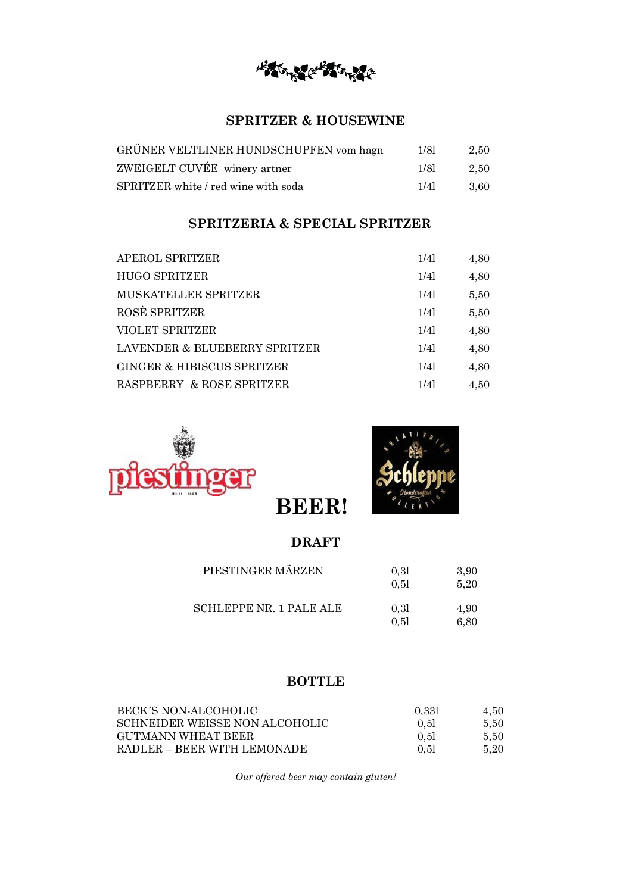## SPRITZER & HOUSEWINE

| | | |
|---|---|---|
| GRÜNER VELTLINER HUNDSCHUPFEN vom hagn | 1/8l | 2,50 |
| ZWEIGELT CUVÉE winery artner | 1/8l | 2,50 |
| SPRITZER white / red wine with soda | 1/4l | 3,60 |

## SPRITZERIA & SPECIAL SPRITZER

| | | |
|---|---|---|
| APEROL SPRITZER | 1/4l | 4,80 |
| HUGO SPRITZER | 1/4l | 4,80 |
| MUSKATELLER SPRITZER | 1/4l | 5,50 |
| ROSÈ SPRITZER | 1/4l | 5,50 |
| VIOLET SPRITZER | 1/4l | 4,80 |
| LAVENDER & BLUEBERRY SPRITZER | 1/4l | 4,80 |
| GINGER & HIBISCUS SPRITZER | 1/4l | 4,80 |
| RASPBERRY & ROSE SPRITZER | 1/4l | 4,50 |

# BEER!

### DRAFT

| | | |
|---|---|---|
| PIESTINGER MÄRZEN | 0,3l | 3,90 |
| | 0,5l | 5,20 |
| SCHLEPPE NR. 1 PALE ALE | 0,3l | 4,90 |
| | 0,5l | 6,80 |

### BOTTLE

| | | |
|---|---|---|
| BECK´S NON-ALCOHOLIC | 0,33l | 4,50 |
| SCHNEIDER WEISSE NON ALCOHOLIC | 0,5l | 5,50 |
| GUTMANN WHEAT BEER | 0,5l | 5,50 |
| RADLER – BEER WITH LEMONADE | 0,5l | 5,20 |

*Our offered beer may contain gluten!*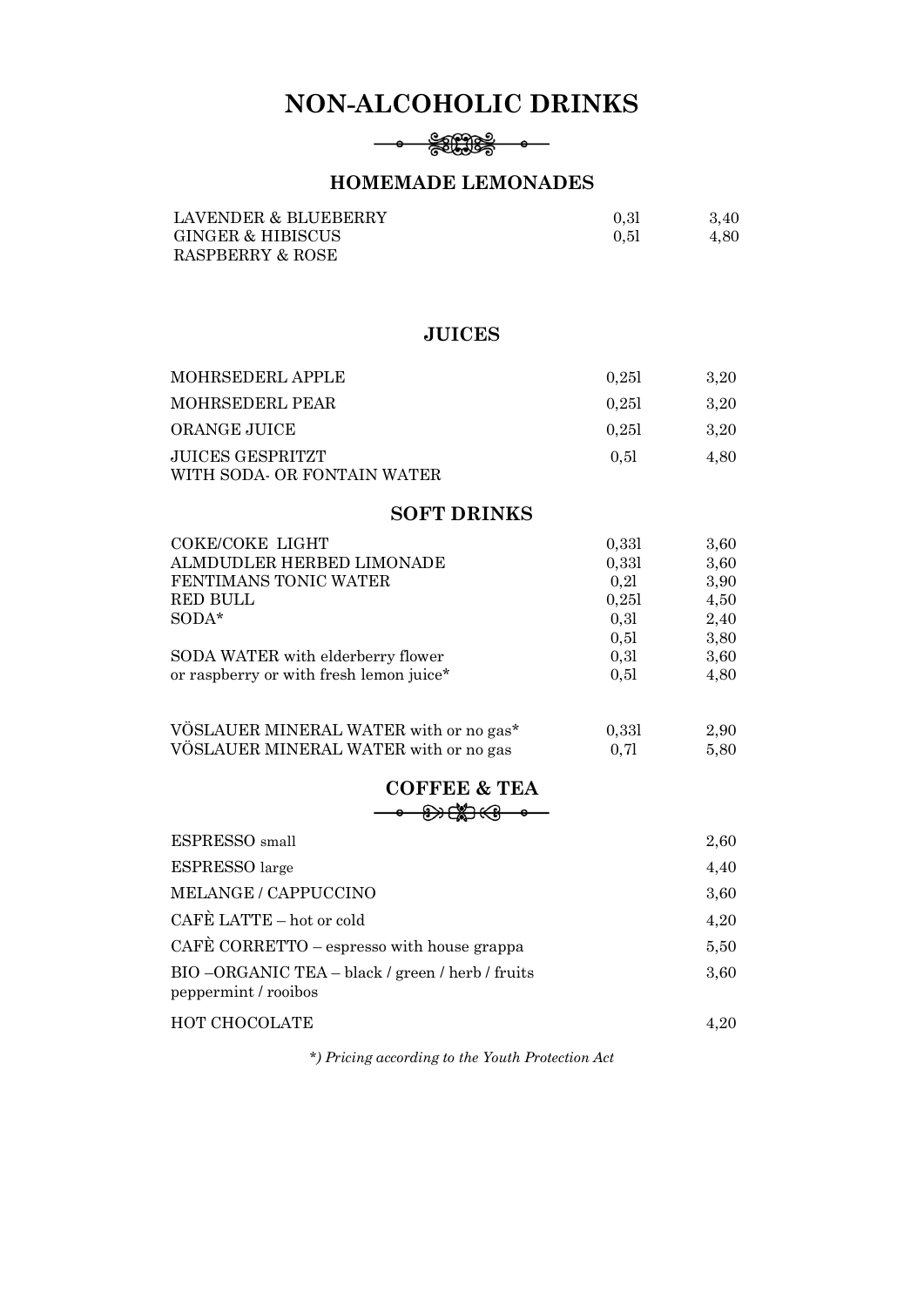# NON-ALCOHOLIC DRINKS

## HOMEMADE LEMONADES

| | | |
|---|---|---|
| LAVENDER & BLUEBERRY | 0,3l | 3,40 |
| GINGER & HIBISCUS | 0,5l | 4,80 |
| RASPBERRY & ROSE | | |

## JUICES

| | | |
|---|---|---|
| MOHRSEDERL APPLE | 0,25l | 3,20 |
| MOHRSEDERL PEAR | 0,25l | 3,20 |
| ORANGE JUICE | 0,25l | 3,20 |
| JUICES GESPRITZT WITH SODA- OR FONTAIN WATER | 0,5l | 4,80 |

## SOFT DRINKS

| | | |
|---|---|---|
| COKE/COKE LIGHT | 0,33l | 3,60 |
| ALMDUDLER HERBED LIMONADE | 0,33l | 3,60 |
| FENTIMANS TONIC WATER | 0,2l | 3,90 |
| RED BULL | 0,25l | 4,50 |
| SODA* | 0,3l | 2,40 |
| | 0,5l | 3,80 |
| SODA WATER with elderberry flower | 0,3l | 3,60 |
| or raspberry or with fresh lemon juice* | 0,5l | 4,80 |
| VÖSLAUER MINERAL WATER with or no gas* | 0,33l | 2,90 |
| VÖSLAUER MINERAL WATER with or no gas | 0,7l | 5,80 |

## COFFEE & TEA

| | |
|---|---|
| ESPRESSO small | 2,60 |
| ESPRESSO large | 4,40 |
| MELANGE / CAPPUCCINO | 3,60 |
| CAFÈ LATTE – hot or cold | 4,20 |
| CAFÈ CORRETTO – espresso with house grappa | 5,50 |
| BIO –ORGANIC TEA – black / green / herb / fruits peppermint / rooibos | 3,60 |
| HOT CHOCOLATE | 4,20 |

*\*) Pricing according to the Youth Protection Act*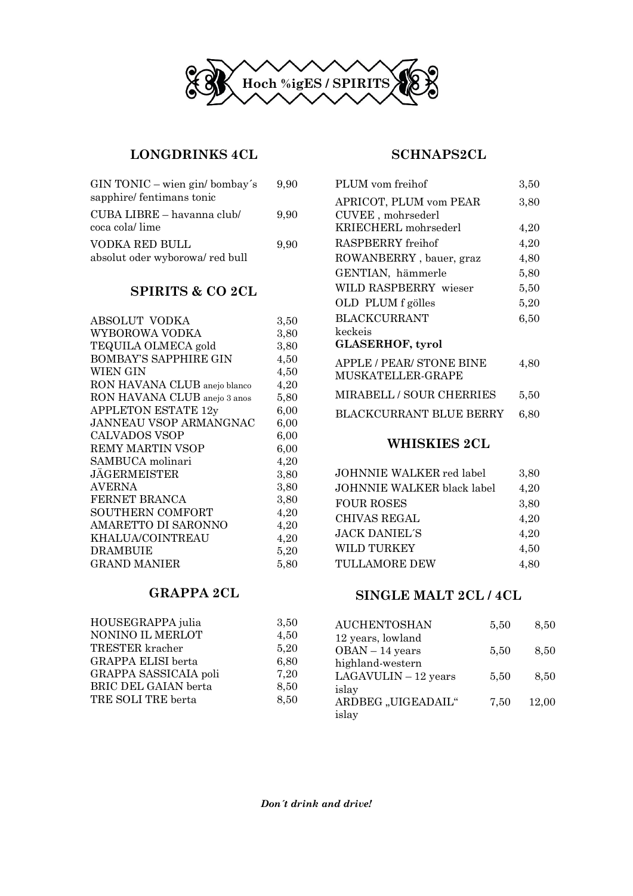# Hoch %igES / SPIRITS

## LONGDRINKS 4CL

| | |
|---|---|
| GIN TONIC – wien gin/ bombay´s sapphire/ fentimans tonic | 9,90 |
| CUBA LIBRE – havanna club/ coca cola/ lime | 9,90 |
| VODKA RED BULL absolut oder wyborowa/ red bull | 9,90 |

## SPIRITS & CO 2CL

| | |
|---|---|
| ABSOLUT VODKA | 3,50 |
| WYBOROWA VODKA | 3,80 |
| TEQUILA OLMECA gold | 3,80 |
| BOMBAY'S SAPPHIRE GIN | 4,50 |
| WIEN GIN | 4,50 |
| RON HAVANA CLUB anejo blanco | 4,20 |
| RON HAVANA CLUB anejo 3 anos | 5,80 |
| APPLETON ESTATE 12y | 6,00 |
| JANNEAU VSOP ARMANGNAC | 6,00 |
| CALVADOS VSOP | 6,00 |
| REMY MARTIN VSOP | 6,00 |
| SAMBUCA molinari | 4,20 |
| JÄGERMEISTER | 3,80 |
| AVERNA | 3,80 |
| FERNET BRANCA | 3,80 |
| SOUTHERN COMFORT | 4,20 |
| AMARETTO DI SARONNO | 4,20 |
| KHALUA/COINTREAU | 4,20 |
| DRAMBUIE | 5,20 |
| GRAND MANIER | 5,80 |

## GRAPPA 2CL

| | |
|---|---|
| HOUSEGRAPPA julia | 3,50 |
| NONINO IL MERLOT | 4,50 |
| TRESTER kracher | 5,20 |
| GRAPPA ELISI berta | 6,80 |
| GRAPPA SASSICAIA poli | 7,20 |
| BRIC DEL GAIAN berta | 8,50 |
| TRE SOLI TRE berta | 8,50 |

## SCHNAPS2CL

| | |
|---|---|
| PLUM vom freihof | 3,50 |
| APRICOT, PLUM vom PEAR CUVEE , mohrsederl | 3,80 |
| KRIECHERL mohrsederl | 4,20 |
| RASPBERRY freihof | 4,20 |
| ROWANBERRY , bauer, graz | 4,80 |
| GENTIAN, hämmerle | 5,80 |
| WILD RASPBERRY wieser | 5,50 |
| OLD PLUM f gölles | 5,20 |
| BLACKCURRANT keckeis | 6,50 |

**GLASERHOF, tyrol**

| | |
|---|---|
| APPLE / PEAR/ STONE BINE MUSKATELLER-GRAPE | 4,80 |
| MIRABELL / SOUR CHERRIES | 5,50 |
| BLACKCURRANT BLUE BERRY | 6,80 |

## WHISKIES 2CL

| | |
|---|---|
| JOHNNIE WALKER red label | 3,80 |
| JOHNNIE WALKER black label | 4,20 |
| FOUR ROSES | 3,80 |
| CHIVAS REGAL | 4,20 |
| JACK DANIEL´S | 4,20 |
| WILD TURKEY | 4,50 |
| TULLAMORE DEW | 4,80 |

## SINGLE MALT 2CL / 4CL

| | | |
|---|---|---|
| AUCHENTOSHAN 12 years, lowland | 5,50 | 8,50 |
| OBAN – 14 years highland-western | 5,50 | 8,50 |
| LAGAVULIN – 12 years islay | 5,50 | 8,50 |
| ARDBEG „UIGEADAIL" islay | 7,50 | 12,00 |

***Don´t drink and drive!***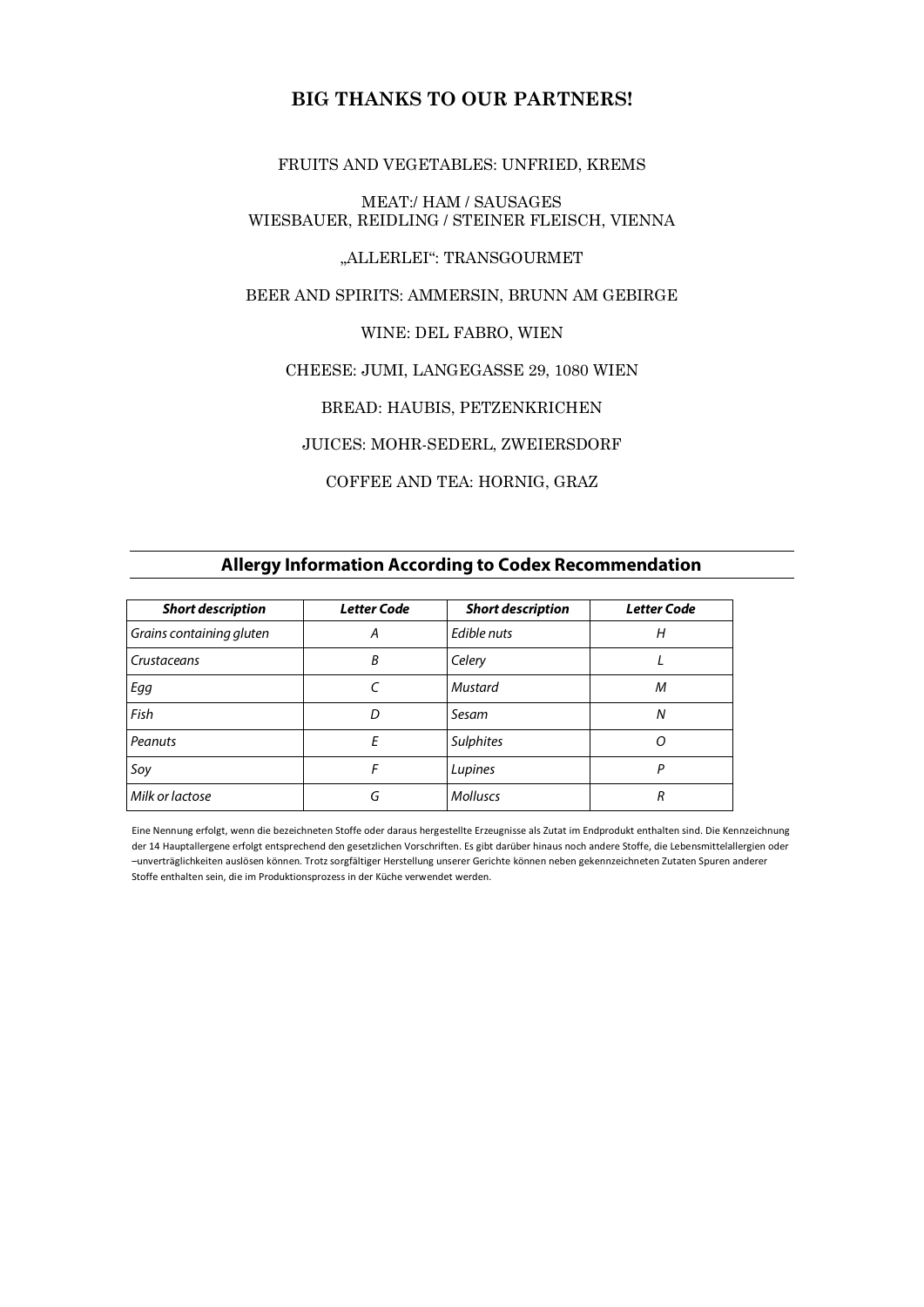## BIG THANKS TO OUR PARTNERS!

FRUITS AND VEGETABLES: UNFRIED, KREMS

MEAT:/ HAM / SAUSAGES
WIESBAUER, REIDLING / STEINER FLEISCH, VIENNA

„ALLERLEI“: TRANSGOURMET

BEER AND SPIRITS: AMMERSIN, BRUNN AM GEBIRGE

WINE: DEL FABRO, WIEN

CHEESE: JUMI, LANGEGASSE 29, 1080 WIEN

BREAD: HAUBIS, PETZENKRICHEN

JUICES: MOHR-SEDERL, ZWEIERSDORF

COFFEE AND TEA: HORNIG, GRAZ

## Allergy Information According to Codex Recommendation

| *Short description* | *Letter Code* | *Short description* | *Letter Code* |
|---|---|---|---|
| *Grains containing gluten* | *A* | *Edible nuts* | *H* |
| *Crustaceans* | *B* | *Celery* | *L* |
| *Egg* | *C* | *Mustard* | *M* |
| *Fish* | *D* | *Sesam* | *N* |
| *Peanuts* | *E* | *Sulphites* | *O* |
| *Soy* | *F* | *Lupines* | *P* |
| *Milk or lactose* | *G* | *Molluscs* | *R* |

Eine Nennung erfolgt, wenn die bezeichneten Stoffe oder daraus hergestellte Erzeugnisse als Zutat im Endprodukt enthalten sind. Die Kennzeichnung der 14 Hauptallergene erfolgt entsprechend den gesetzlichen Vorschriften. Es gibt darüber hinaus noch andere Stoffe, die Lebensmittelallergien oder –unverträglichkeiten auslösen können. Trotz sorgfältiger Herstellung unserer Gerichte können neben gekennzeichneten Zutaten Spuren anderer Stoffe enthalten sein, die im Produktionsprozess in der Küche verwendet werden.